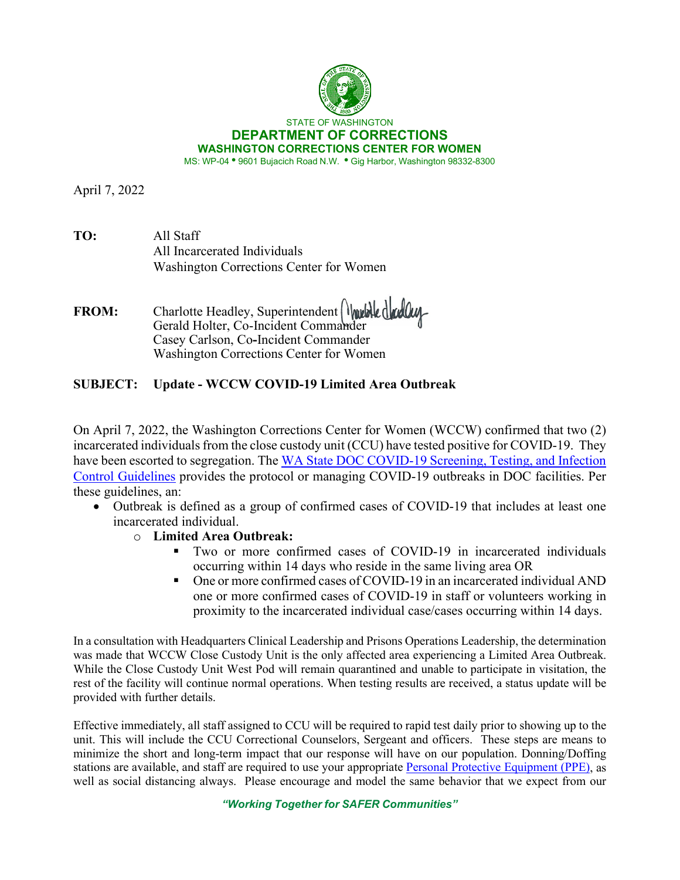STATE OF WASHINGTON

**DEPARTMENT OF CORRECTIONS**

**WASHINGTON CORRECTIONS CENTER FOR WOMEN**

MS: WP-04 • 9601 Bujacich Road N.W. • Gig Harbor, Washington 98332-8300

April 7, 2022

**TO:** All Staff
All Incarcerated Individuals
Washington Corrections Center for Women

**FROM:** Charlotte Headley, Superintendent
Gerald Holter, Co-Incident Commander
Casey Carlson, Co-Incident Commander
Washington Corrections Center for Women

**SUBJECT: Update - WCCW COVID-19 Limited Area Outbreak**

On April 7, 2022, the Washington Corrections Center for Women (WCCW) confirmed that two (2) incarcerated individuals from the close custody unit (CCU) have tested positive for COVID-19. They have been escorted to segregation. The WA State DOC COVID-19 Screening, Testing, and Infection Control Guidelines provides the protocol or managing COVID-19 outbreaks in DOC facilities. Per these guidelines, an:

- Outbreak is defined as a group of confirmed cases of COVID-19 that includes at least one incarcerated individual.
  - **Limited Area Outbreak:**
    - Two or more confirmed cases of COVID-19 in incarcerated individuals occurring within 14 days who reside in the same living area OR
    - One or more confirmed cases of COVID-19 in an incarcerated individual AND one or more confirmed cases of COVID-19 in staff or volunteers working in proximity to the incarcerated individual case/cases occurring within 14 days.

In a consultation with Headquarters Clinical Leadership and Prisons Operations Leadership, the determination was made that WCCW Close Custody Unit is the only affected area experiencing a Limited Area Outbreak. While the Close Custody Unit West Pod will remain quarantined and unable to participate in visitation, the rest of the facility will continue normal operations. When testing results are received, a status update will be provided with further details.

Effective immediately, all staff assigned to CCU will be required to rapid test daily prior to showing up to the unit. This will include the CCU Correctional Counselors, Sergeant and officers. These steps are means to minimize the short and long-term impact that our response will have on our population. Donning/Doffing stations are available, and staff are required to use your appropriate Personal Protective Equipment (PPE), as well as social distancing always. Please encourage and model the same behavior that we expect from our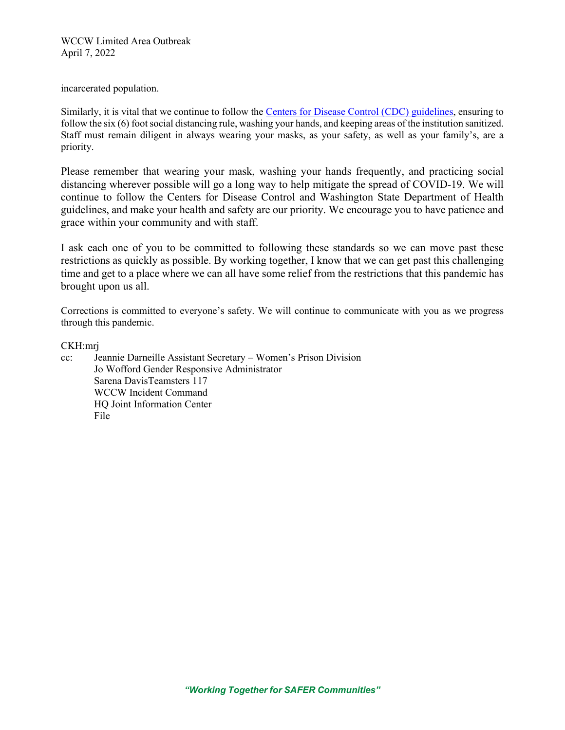incarcerated population.

Similarly, it is vital that we continue to follow the [Centers for Disease Control (CDC) guidelines](), ensuring to follow the six (6) foot social distancing rule, washing your hands, and keeping areas of the institution sanitized. Staff must remain diligent in always wearing your masks, as your safety, as well as your family's, are a priority.

Please remember that wearing your mask, washing your hands frequently, and practicing social distancing wherever possible will go a long way to help mitigate the spread of COVID-19. We will continue to follow the Centers for Disease Control and Washington State Department of Health guidelines, and make your health and safety are our priority. We encourage you to have patience and grace within your community and with staff.

I ask each one of you to be committed to following these standards so we can move past these restrictions as quickly as possible. By working together, I know that we can get past this challenging time and get to a place where we can all have some relief from the restrictions that this pandemic has brought upon us all.

Corrections is committed to everyone's safety. We will continue to communicate with you as we progress through this pandemic.

CKH:mrj

cc: Jeannie Darneille Assistant Secretary – Women's Prison Division
Jo Wofford Gender Responsive Administrator
Sarena DavisTeamsters 117
WCCW Incident Command
HQ Joint Information Center
File